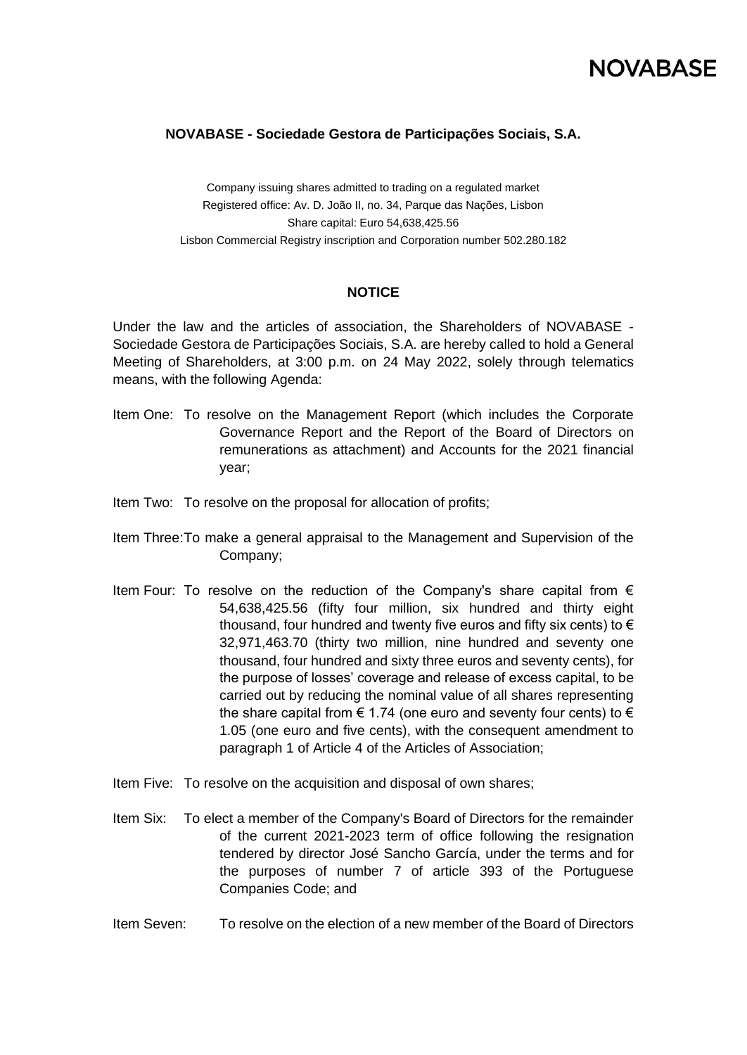NOVABASE

**NOVABASE - Sociedade Gestora de Participações Sociais, S.A.**

Company issuing shares admitted to trading on a regulated market
Registered office: Av. D. João II, no. 34, Parque das Nações, Lisbon
Share capital: Euro 54,638,425.56
Lisbon Commercial Registry inscription and Corporation number 502.280.182

**NOTICE**

Under the law and the articles of association, the Shareholders of NOVABASE - Sociedade Gestora de Participações Sociais, S.A. are hereby called to hold a General Meeting of Shareholders, at 3:00 p.m. on 24 May 2022, solely through telematics means, with the following Agenda:

Item One: To resolve on the Management Report (which includes the Corporate Governance Report and the Report of the Board of Directors on remunerations as attachment) and Accounts for the 2021 financial year;

Item Two: To resolve on the proposal for allocation of profits;

Item Three: To make a general appraisal to the Management and Supervision of the Company;

Item Four: To resolve on the reduction of the Company's share capital from € 54,638,425.56 (fifty four million, six hundred and thirty eight thousand, four hundred and twenty five euros and fifty six cents) to € 32,971,463.70 (thirty two million, nine hundred and seventy one thousand, four hundred and sixty three euros and seventy cents), for the purpose of losses' coverage and release of excess capital, to be carried out by reducing the nominal value of all shares representing the share capital from € 1.74 (one euro and seventy four cents) to € 1.05 (one euro and five cents), with the consequent amendment to paragraph 1 of Article 4 of the Articles of Association;

Item Five: To resolve on the acquisition and disposal of own shares;

Item Six: To elect a member of the Company's Board of Directors for the remainder of the current 2021-2023 term of office following the resignation tendered by director José Sancho García, under the terms and for the purposes of number 7 of article 393 of the Portuguese Companies Code; and

Item Seven: To resolve on the election of a new member of the Board of Directors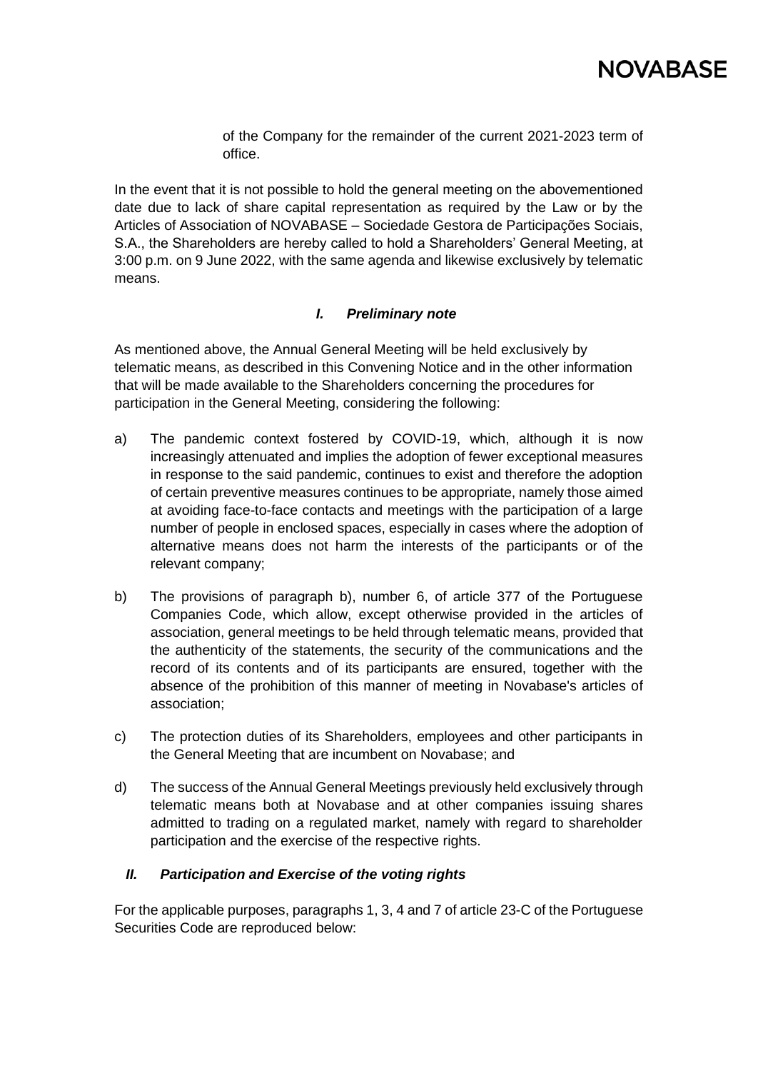of the Company for the remainder of the current 2021-2023 term of office.

In the event that it is not possible to hold the general meeting on the abovementioned date due to lack of share capital representation as required by the Law or by the Articles of Association of NOVABASE – Sociedade Gestora de Participações Sociais, S.A., the Shareholders are hereby called to hold a Shareholders' General Meeting, at 3:00 p.m. on 9 June 2022, with the same agenda and likewise exclusively by telematic means.

### *I. Preliminary note*

As mentioned above, the Annual General Meeting will be held exclusively by telematic means, as described in this Convening Notice and in the other information that will be made available to the Shareholders concerning the procedures for participation in the General Meeting, considering the following:

a) The pandemic context fostered by COVID-19, which, although it is now increasingly attenuated and implies the adoption of fewer exceptional measures in response to the said pandemic, continues to exist and therefore the adoption of certain preventive measures continues to be appropriate, namely those aimed at avoiding face-to-face contacts and meetings with the participation of a large number of people in enclosed spaces, especially in cases where the adoption of alternative means does not harm the interests of the participants or of the relevant company;

b) The provisions of paragraph b), number 6, of article 377 of the Portuguese Companies Code, which allow, except otherwise provided in the articles of association, general meetings to be held through telematic means, provided that the authenticity of the statements, the security of the communications and the record of its contents and of its participants are ensured, together with the absence of the prohibition of this manner of meeting in Novabase's articles of association;

c) The protection duties of its Shareholders, employees and other participants in the General Meeting that are incumbent on Novabase; and

d) The success of the Annual General Meetings previously held exclusively through telematic means both at Novabase and at other companies issuing shares admitted to trading on a regulated market, namely with regard to shareholder participation and the exercise of the respective rights.

### *II. Participation and Exercise of the voting rights*

For the applicable purposes, paragraphs 1, 3, 4 and 7 of article 23-C of the Portuguese Securities Code are reproduced below: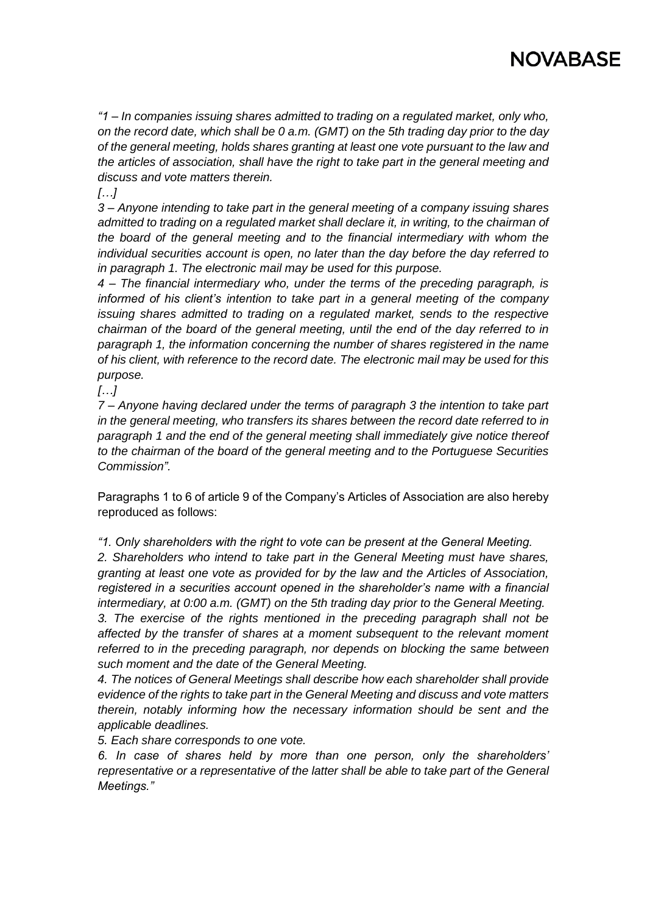*"1 – In companies issuing shares admitted to trading on a regulated market, only who, on the record date, which shall be 0 a.m. (GMT) on the 5th trading day prior to the day of the general meeting, holds shares granting at least one vote pursuant to the law and the articles of association, shall have the right to take part in the general meeting and discuss and vote matters therein.*

*[…]*

*3 – Anyone intending to take part in the general meeting of a company issuing shares admitted to trading on a regulated market shall declare it, in writing, to the chairman of the board of the general meeting and to the financial intermediary with whom the individual securities account is open, no later than the day before the day referred to in paragraph 1. The electronic mail may be used for this purpose.*

*4 – The financial intermediary who, under the terms of the preceding paragraph, is informed of his client's intention to take part in a general meeting of the company issuing shares admitted to trading on a regulated market, sends to the respective chairman of the board of the general meeting, until the end of the day referred to in paragraph 1, the information concerning the number of shares registered in the name of his client, with reference to the record date. The electronic mail may be used for this purpose.*

*[…]*

*7 – Anyone having declared under the terms of paragraph 3 the intention to take part in the general meeting, who transfers its shares between the record date referred to in paragraph 1 and the end of the general meeting shall immediately give notice thereof to the chairman of the board of the general meeting and to the Portuguese Securities Commission".*

Paragraphs 1 to 6 of article 9 of the Company's Articles of Association are also hereby reproduced as follows:

*"1. Only shareholders with the right to vote can be present at the General Meeting.*

*2. Shareholders who intend to take part in the General Meeting must have shares, granting at least one vote as provided for by the law and the Articles of Association, registered in a securities account opened in the shareholder's name with a financial intermediary, at 0:00 a.m. (GMT) on the 5th trading day prior to the General Meeting.*

*3. The exercise of the rights mentioned in the preceding paragraph shall not be affected by the transfer of shares at a moment subsequent to the relevant moment referred to in the preceding paragraph, nor depends on blocking the same between such moment and the date of the General Meeting.*

*4. The notices of General Meetings shall describe how each shareholder shall provide evidence of the rights to take part in the General Meeting and discuss and vote matters therein, notably informing how the necessary information should be sent and the applicable deadlines.*

*5. Each share corresponds to one vote.*

*6. In case of shares held by more than one person, only the shareholders' representative or a representative of the latter shall be able to take part of the General Meetings."*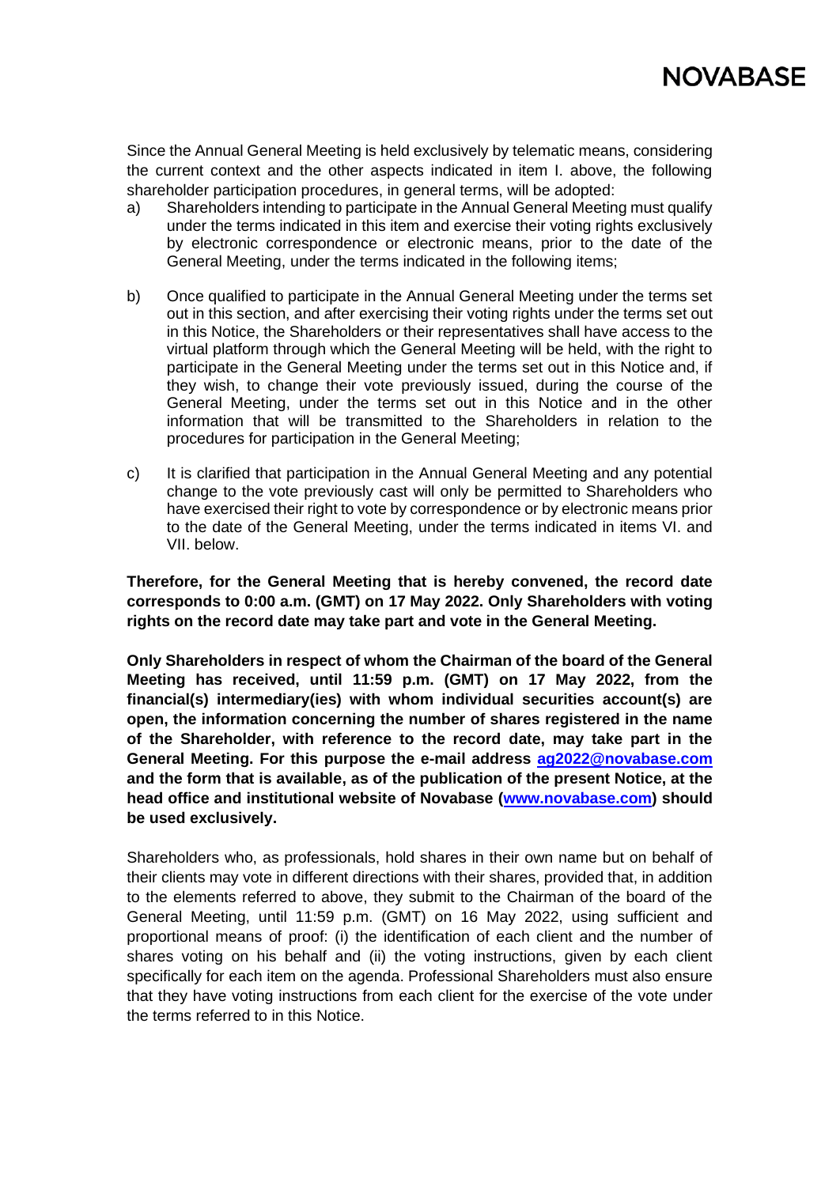Since the Annual General Meeting is held exclusively by telematic means, considering the current context and the other aspects indicated in item I. above, the following shareholder participation procedures, in general terms, will be adopted:

a) Shareholders intending to participate in the Annual General Meeting must qualify under the terms indicated in this item and exercise their voting rights exclusively by electronic correspondence or electronic means, prior to the date of the General Meeting, under the terms indicated in the following items;

b) Once qualified to participate in the Annual General Meeting under the terms set out in this section, and after exercising their voting rights under the terms set out in this Notice, the Shareholders or their representatives shall have access to the virtual platform through which the General Meeting will be held, with the right to participate in the General Meeting under the terms set out in this Notice and, if they wish, to change their vote previously issued, during the course of the General Meeting, under the terms set out in this Notice and in the other information that will be transmitted to the Shareholders in relation to the procedures for participation in the General Meeting;

c) It is clarified that participation in the Annual General Meeting and any potential change to the vote previously cast will only be permitted to Shareholders who have exercised their right to vote by correspondence or by electronic means prior to the date of the General Meeting, under the terms indicated in items VI. and VII. below.

**Therefore, for the General Meeting that is hereby convened, the record date corresponds to 0:00 a.m. (GMT) on 17 May 2022. Only Shareholders with voting rights on the record date may take part and vote in the General Meeting.**

**Only Shareholders in respect of whom the Chairman of the board of the General Meeting has received, until 11:59 p.m. (GMT) on 17 May 2022, from the financial(s) intermediary(ies) with whom individual securities account(s) are open, the information concerning the number of shares registered in the name of the Shareholder, with reference to the record date, may take part in the General Meeting. For this purpose the e-mail address [ag2022@novabase.com](mailto:ag2022@novabase.com) and the form that is available, as of the publication of the present Notice, at the head office and institutional website of Novabase ([www.novabase.com](http://www.novabase.com)) should be used exclusively.**

Shareholders who, as professionals, hold shares in their own name but on behalf of their clients may vote in different directions with their shares, provided that, in addition to the elements referred to above, they submit to the Chairman of the board of the General Meeting, until 11:59 p.m. (GMT) on 16 May 2022, using sufficient and proportional means of proof: (i) the identification of each client and the number of shares voting on his behalf and (ii) the voting instructions, given by each client specifically for each item on the agenda. Professional Shareholders must also ensure that they have voting instructions from each client for the exercise of the vote under the terms referred to in this Notice.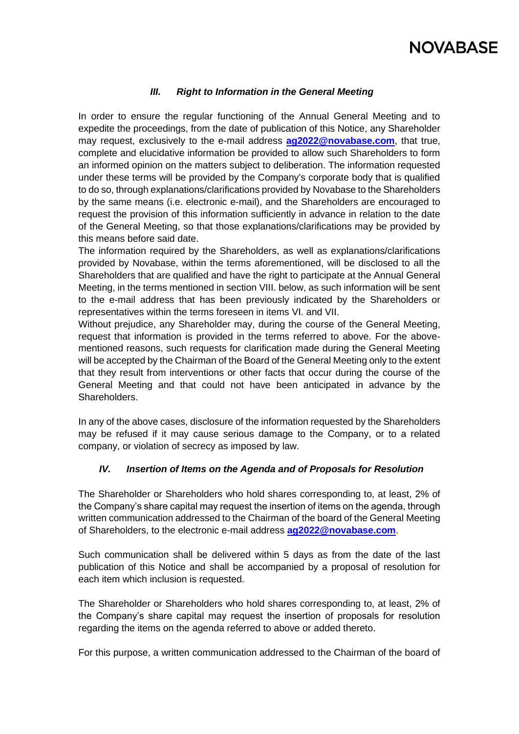### *III. Right to Information in the General Meeting*

In order to ensure the regular functioning of the Annual General Meeting and to expedite the proceedings, from the date of publication of this Notice, any Shareholder may request, exclusively to the e-mail address **ag2022@novabase.com**, that true, complete and elucidative information be provided to allow such Shareholders to form an informed opinion on the matters subject to deliberation. The information requested under these terms will be provided by the Company's corporate body that is qualified to do so, through explanations/clarifications provided by Novabase to the Shareholders by the same means (i.e. electronic e-mail), and the Shareholders are encouraged to request the provision of this information sufficiently in advance in relation to the date of the General Meeting, so that those explanations/clarifications may be provided by this means before said date.

The information required by the Shareholders, as well as explanations/clarifications provided by Novabase, within the terms aforementioned, will be disclosed to all the Shareholders that are qualified and have the right to participate at the Annual General Meeting, in the terms mentioned in section VIII. below, as such information will be sent to the e-mail address that has been previously indicated by the Shareholders or representatives within the terms foreseen in items VI. and VII.

Without prejudice, any Shareholder may, during the course of the General Meeting, request that information is provided in the terms referred to above. For the above-mentioned reasons, such requests for clarification made during the General Meeting will be accepted by the Chairman of the Board of the General Meeting only to the extent that they result from interventions or other facts that occur during the course of the General Meeting and that could not have been anticipated in advance by the Shareholders.

In any of the above cases, disclosure of the information requested by the Shareholders may be refused if it may cause serious damage to the Company, or to a related company, or violation of secrecy as imposed by law.

### *IV. Insertion of Items on the Agenda and of Proposals for Resolution*

The Shareholder or Shareholders who hold shares corresponding to, at least, 2% of the Company's share capital may request the insertion of items on the agenda, through written communication addressed to the Chairman of the board of the General Meeting of Shareholders, to the electronic e-mail address **ag2022@novabase.com**.

Such communication shall be delivered within 5 days as from the date of the last publication of this Notice and shall be accompanied by a proposal of resolution for each item which inclusion is requested.

The Shareholder or Shareholders who hold shares corresponding to, at least, 2% of the Company's share capital may request the insertion of proposals for resolution regarding the items on the agenda referred to above or added thereto.

For this purpose, a written communication addressed to the Chairman of the board of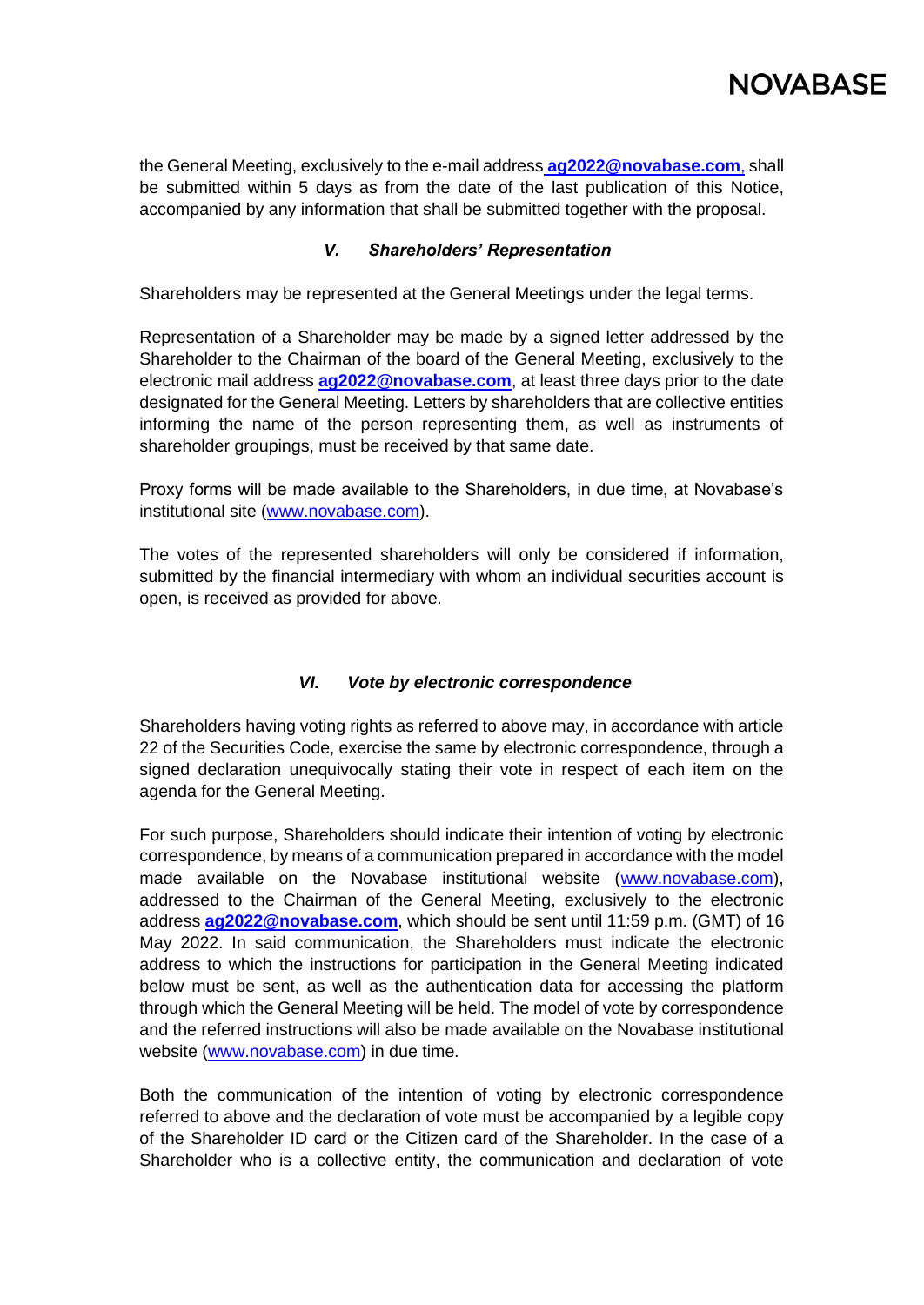the General Meeting, exclusively to the e-mail address **ag2022@novabase.com**, shall be submitted within 5 days as from the date of the last publication of this Notice, accompanied by any information that shall be submitted together with the proposal.

### *V. Shareholders' Representation*

Shareholders may be represented at the General Meetings under the legal terms.

Representation of a Shareholder may be made by a signed letter addressed by the Shareholder to the Chairman of the board of the General Meeting, exclusively to the electronic mail address **ag2022@novabase.com**, at least three days prior to the date designated for the General Meeting. Letters by shareholders that are collective entities informing the name of the person representing them, as well as instruments of shareholder groupings, must be received by that same date.

Proxy forms will be made available to the Shareholders, in due time, at Novabase's institutional site (www.novabase.com).

The votes of the represented shareholders will only be considered if information, submitted by the financial intermediary with whom an individual securities account is open, is received as provided for above.

### *VI. Vote by electronic correspondence*

Shareholders having voting rights as referred to above may, in accordance with article 22 of the Securities Code, exercise the same by electronic correspondence, through a signed declaration unequivocally stating their vote in respect of each item on the agenda for the General Meeting.

For such purpose, Shareholders should indicate their intention of voting by electronic correspondence, by means of a communication prepared in accordance with the model made available on the Novabase institutional website (www.novabase.com), addressed to the Chairman of the General Meeting, exclusively to the electronic address **ag2022@novabase.com**, which should be sent until 11:59 p.m. (GMT) of 16 May 2022. In said communication, the Shareholders must indicate the electronic address to which the instructions for participation in the General Meeting indicated below must be sent, as well as the authentication data for accessing the platform through which the General Meeting will be held. The model of vote by correspondence and the referred instructions will also be made available on the Novabase institutional website (www.novabase.com) in due time.

Both the communication of the intention of voting by electronic correspondence referred to above and the declaration of vote must be accompanied by a legible copy of the Shareholder ID card or the Citizen card of the Shareholder. In the case of a Shareholder who is a collective entity, the communication and declaration of vote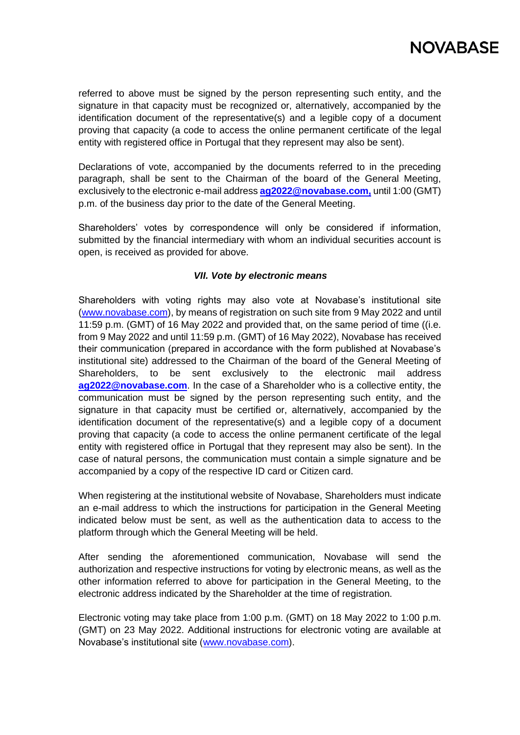referred to above must be signed by the person representing such entity, and the signature in that capacity must be recognized or, alternatively, accompanied by the identification document of the representative(s) and a legible copy of a document proving that capacity (a code to access the online permanent certificate of the legal entity with registered office in Portugal that they represent may also be sent).

Declarations of vote, accompanied by the documents referred to in the preceding paragraph, shall be sent to the Chairman of the board of the General Meeting, exclusively to the electronic e-mail address **ag2022@novabase.com,** until 1:00 (GMT) p.m. of the business day prior to the date of the General Meeting.

Shareholders' votes by correspondence will only be considered if information, submitted by the financial intermediary with whom an individual securities account is open, is received as provided for above.

### *VII. Vote by electronic means*

Shareholders with voting rights may also vote at Novabase's institutional site (www.novabase.com), by means of registration on such site from 9 May 2022 and until 11:59 p.m. (GMT) of 16 May 2022 and provided that, on the same period of time ((i.e. from 9 May 2022 and until 11:59 p.m. (GMT) of 16 May 2022), Novabase has received their communication (prepared in accordance with the form published at Novabase's institutional site) addressed to the Chairman of the board of the General Meeting of Shareholders, to be sent exclusively to the electronic mail address **ag2022@novabase.com**. In the case of a Shareholder who is a collective entity, the communication must be signed by the person representing such entity, and the signature in that capacity must be certified or, alternatively, accompanied by the identification document of the representative(s) and a legible copy of a document proving that capacity (a code to access the online permanent certificate of the legal entity with registered office in Portugal that they represent may also be sent). In the case of natural persons, the communication must contain a simple signature and be accompanied by a copy of the respective ID card or Citizen card.

When registering at the institutional website of Novabase, Shareholders must indicate an e-mail address to which the instructions for participation in the General Meeting indicated below must be sent, as well as the authentication data to access to the platform through which the General Meeting will be held.

After sending the aforementioned communication, Novabase will send the authorization and respective instructions for voting by electronic means, as well as the other information referred to above for participation in the General Meeting, to the electronic address indicated by the Shareholder at the time of registration.

Electronic voting may take place from 1:00 p.m. (GMT) on 18 May 2022 to 1:00 p.m. (GMT) on 23 May 2022. Additional instructions for electronic voting are available at Novabase's institutional site (www.novabase.com).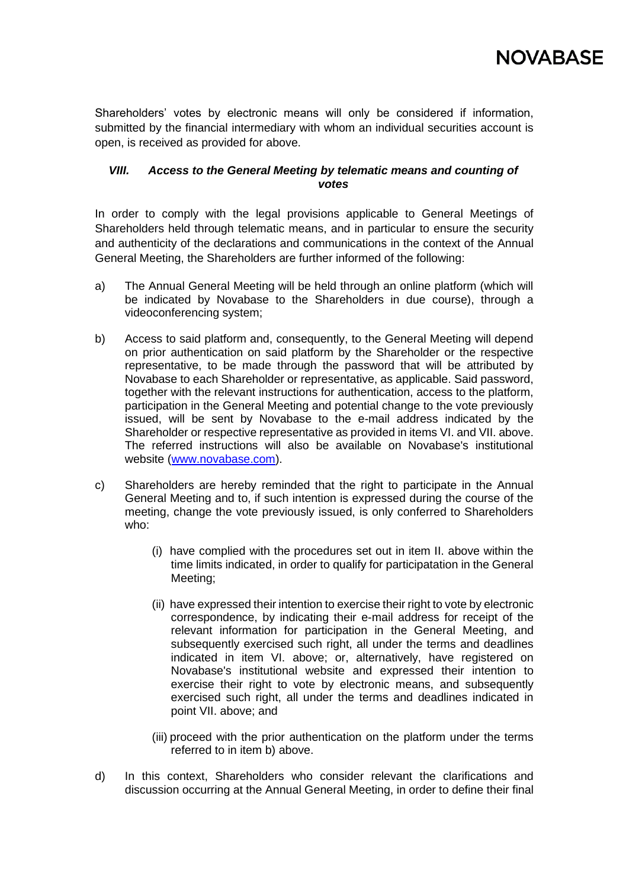Shareholders' votes by electronic means will only be considered if information, submitted by the financial intermediary with whom an individual securities account is open, is received as provided for above.

### *VIII. Access to the General Meeting by telematic means and counting of votes*

In order to comply with the legal provisions applicable to General Meetings of Shareholders held through telematic means, and in particular to ensure the security and authenticity of the declarations and communications in the context of the Annual General Meeting, the Shareholders are further informed of the following:

a) The Annual General Meeting will be held through an online platform (which will be indicated by Novabase to the Shareholders in due course), through a videoconferencing system;

b) Access to said platform and, consequently, to the General Meeting will depend on prior authentication on said platform by the Shareholder or the respective representative, to be made through the password that will be attributed by Novabase to each Shareholder or representative, as applicable. Said password, together with the relevant instructions for authentication, access to the platform, participation in the General Meeting and potential change to the vote previously issued, will be sent by Novabase to the e-mail address indicated by the Shareholder or respective representative as provided in items VI. and VII. above. The referred instructions will also be available on Novabase's institutional website ([www.novabase.com](www.novabase.com)).

c) Shareholders are hereby reminded that the right to participate in the Annual General Meeting and to, if such intention is expressed during the course of the meeting, change the vote previously issued, is only conferred to Shareholders who:

   (i) have complied with the procedures set out in item II. above within the time limits indicated, in order to qualify for participatation in the General Meeting;

   (ii) have expressed their intention to exercise their right to vote by electronic correspondence, by indicating their e-mail address for receipt of the relevant information for participation in the General Meeting, and subsequently exercised such right, all under the terms and deadlines indicated in item VI. above; or, alternatively, have registered on Novabase's institutional website and expressed their intention to exercise their right to vote by electronic means, and subsequently exercised such right, all under the terms and deadlines indicated in point VII. above; and

   (iii) proceed with the prior authentication on the platform under the terms referred to in item b) above.

d) In this context, Shareholders who consider relevant the clarifications and discussion occurring at the Annual General Meeting, in order to define their final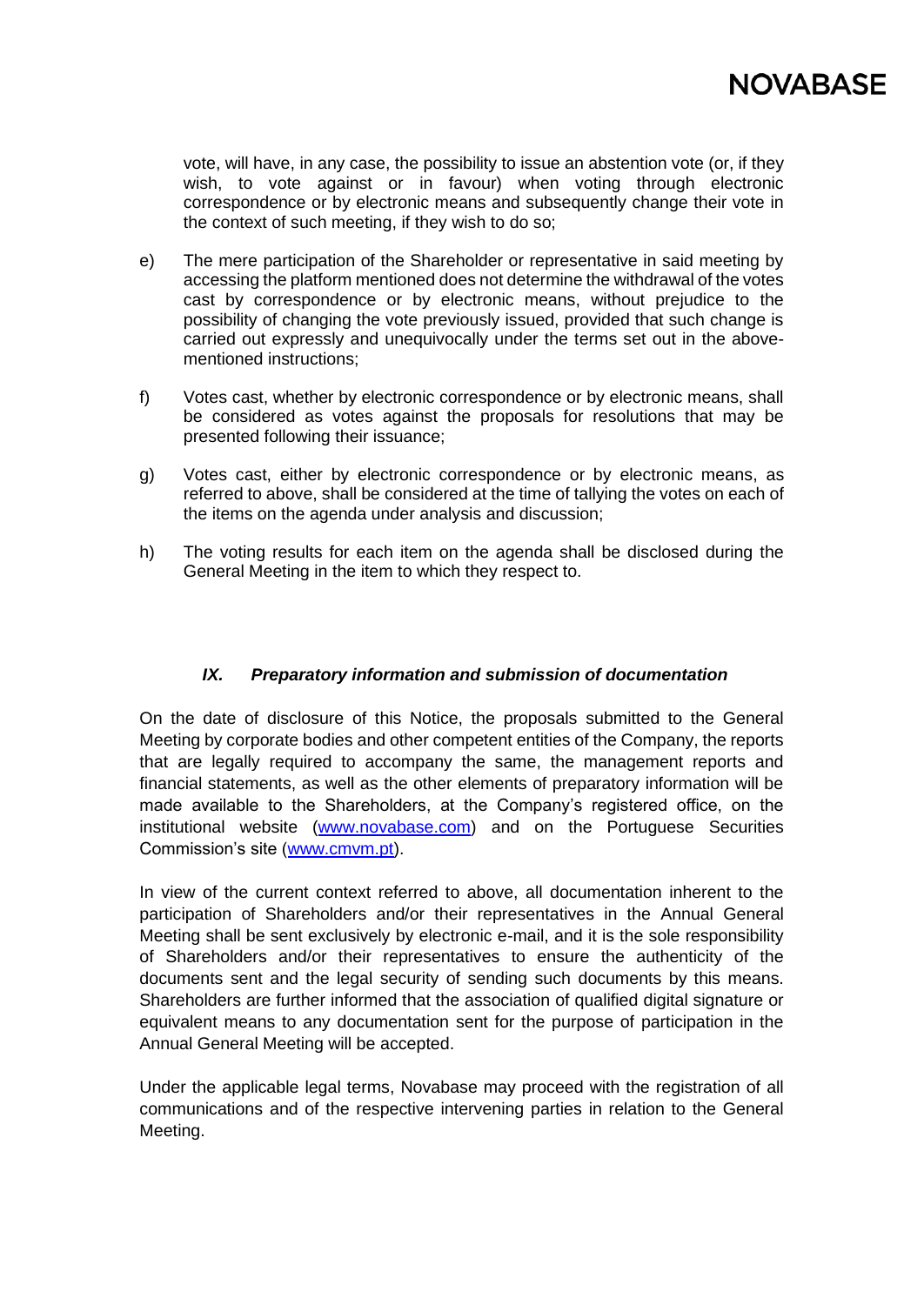vote, will have, in any case, the possibility to issue an abstention vote (or, if they wish, to vote against or in favour) when voting through electronic correspondence or by electronic means and subsequently change their vote in the context of such meeting, if they wish to do so;

e) The mere participation of the Shareholder or representative in said meeting by accessing the platform mentioned does not determine the withdrawal of the votes cast by correspondence or by electronic means, without prejudice to the possibility of changing the vote previously issued, provided that such change is carried out expressly and unequivocally under the terms set out in the above-mentioned instructions;

f) Votes cast, whether by electronic correspondence or by electronic means, shall be considered as votes against the proposals for resolutions that may be presented following their issuance;

g) Votes cast, either by electronic correspondence or by electronic means, as referred to above, shall be considered at the time of tallying the votes on each of the items on the agenda under analysis and discussion;

h) The voting results for each item on the agenda shall be disclosed during the General Meeting in the item to which they respect to.

### *IX. Preparatory information and submission of documentation*

On the date of disclosure of this Notice, the proposals submitted to the General Meeting by corporate bodies and other competent entities of the Company, the reports that are legally required to accompany the same, the management reports and financial statements, as well as the other elements of preparatory information will be made available to the Shareholders, at the Company's registered office, on the institutional website (www.novabase.com) and on the Portuguese Securities Commission's site (www.cmvm.pt).

In view of the current context referred to above, all documentation inherent to the participation of Shareholders and/or their representatives in the Annual General Meeting shall be sent exclusively by electronic e-mail, and it is the sole responsibility of Shareholders and/or their representatives to ensure the authenticity of the documents sent and the legal security of sending such documents by this means. Shareholders are further informed that the association of qualified digital signature or equivalent means to any documentation sent for the purpose of participation in the Annual General Meeting will be accepted.

Under the applicable legal terms, Novabase may proceed with the registration of all communications and of the respective intervening parties in relation to the General Meeting.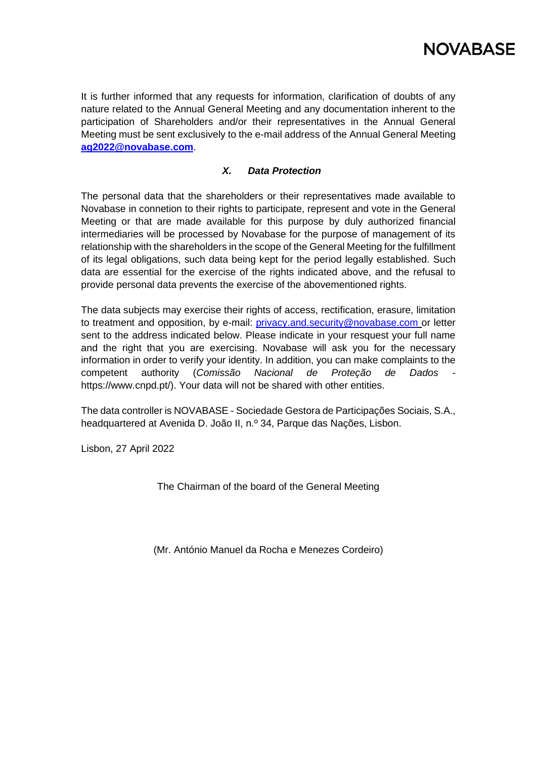It is further informed that any requests for information, clarification of doubts of any nature related to the Annual General Meeting and any documentation inherent to the participation of Shareholders and/or their representatives in the Annual General Meeting must be sent exclusively to the e-mail address of the Annual General Meeting **ag2022@novabase.com**.

### *X. Data Protection*

The personal data that the shareholders or their representatives made available to Novabase in connetion to their rights to participate, represent and vote in the General Meeting or that are made available for this purpose by duly authorized financial intermediaries will be processed by Novabase for the purpose of management of its relationship with the shareholders in the scope of the General Meeting for the fulfillment of its legal obligations, such data being kept for the period legally established. Such data are essential for the exercise of the rights indicated above, and the refusal to provide personal data prevents the exercise of the abovementioned rights.

The data subjects may exercise their rights of access, rectification, erasure, limitation to treatment and opposition, by e-mail: privacy.and.security@novabase.com or letter sent to the address indicated below. Please indicate in your resquest your full name and the right that you are exercising. Novabase will ask you for the necessary information in order to verify your identity. In addition, you can make complaints to the competent authority (*Comissão Nacional de Proteção de Dados* - https://www.cnpd.pt/). Your data will not be shared with other entities.

The data controller is NOVABASE - Sociedade Gestora de Participações Sociais, S.A., headquartered at Avenida D. João II, n.º 34, Parque das Nações, Lisbon.

Lisbon, 27 April 2022

The Chairman of the board of the General Meeting

(Mr. António Manuel da Rocha e Menezes Cordeiro)